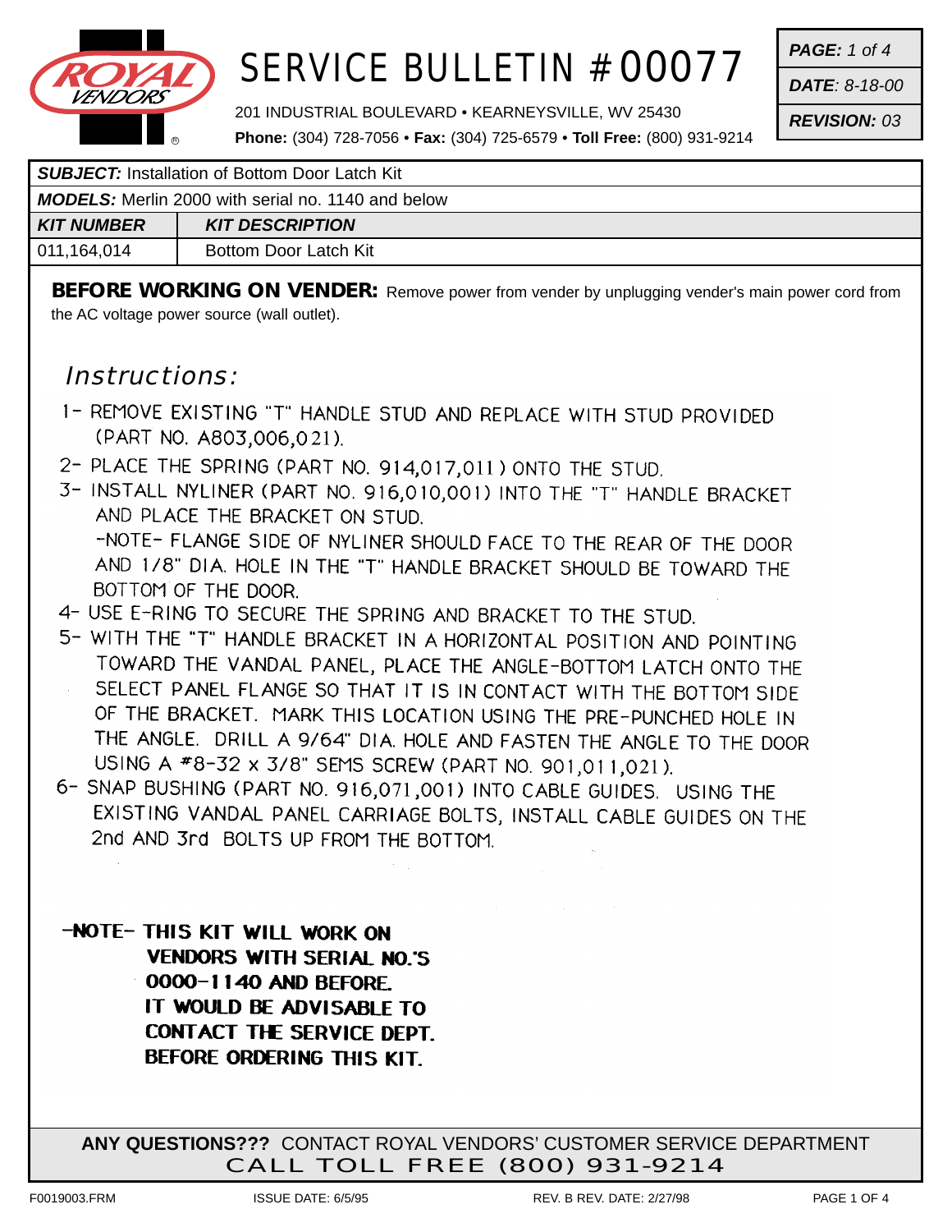# SERVICE BULLETIN #00077

**PAGE:** 1 of 4
**DATE**: 8-18-00
**REVISION:** 03

201 INDUSTRIAL BOULEVARD • KEARNEYSVILLE, WV 25430
**Phone:** (304) 728-7056 • **Fax:** (304) 725-6579 • **Toll Free:** (800) 931-9214

| ***SUBJECT:*** Installation of Bottom Door Latch Kit | |
|---|---|
| ***MODELS:*** Merlin 2000 with serial no. 1140 and below | |
| ***KIT NUMBER*** | ***KIT DESCRIPTION*** |
| 011,164,014 | Bottom Door Latch Kit |

**BEFORE WORKING ON VENDER:** Remove power from vender by unplugging vender's main power cord from the AC voltage power source (wall outlet).

## *Instructions:*

1- REMOVE EXISTING "T" HANDLE STUD AND REPLACE WITH STUD PROVIDED (PART NO. A803,006,021).

2- PLACE THE SPRING (PART NO. 914,017,011) ONTO THE STUD.

3- INSTALL NYLINER (PART NO. 916,010,001) INTO THE "T" HANDLE BRACKET AND PLACE THE BRACKET ON STUD.
-NOTE- FLANGE SIDE OF NYLINER SHOULD FACE TO THE REAR OF THE DOOR AND 1/8" DIA. HOLE IN THE "T" HANDLE BRACKET SHOULD BE TOWARD THE BOTTOM OF THE DOOR.

4- USE E-RING TO SECURE THE SPRING AND BRACKET TO THE STUD.

5- WITH THE "T" HANDLE BRACKET IN A HORIZONTAL POSITION AND POINTING TOWARD THE VANDAL PANEL, PLACE THE ANGLE-BOTTOM LATCH ONTO THE SELECT PANEL FLANGE SO THAT IT IS IN CONTACT WITH THE BOTTOM SIDE OF THE BRACKET. MARK THIS LOCATION USING THE PRE-PUNCHED HOLE IN THE ANGLE. DRILL A 9/64" DIA. HOLE AND FASTEN THE ANGLE TO THE DOOR USING A #8-32 x 3/8" SEMS SCREW (PART NO. 901,011,021).

6- SNAP BUSHING (PART NO. 916,071,001) INTO CABLE GUIDES. USING THE EXISTING VANDAL PANEL CARRIAGE BOLTS, INSTALL CABLE GUIDES ON THE 2nd AND 3rd BOLTS UP FROM THE BOTTOM.

**-NOTE- THIS KIT WILL WORK ON VENDORS WITH SERIAL NO.'S 0000-1140 AND BEFORE. IT WOULD BE ADVISABLE TO CONTACT THE SERVICE DEPT. BEFORE ORDERING THIS KIT.**

**ANY QUESTIONS???** CONTACT ROYAL VENDORS' CUSTOMER SERVICE DEPARTMENT
CALL TOLL FREE (800) 931-9214

F0019003.FRM ISSUE DATE: 6/5/95 REV. B REV. DATE: 2/27/98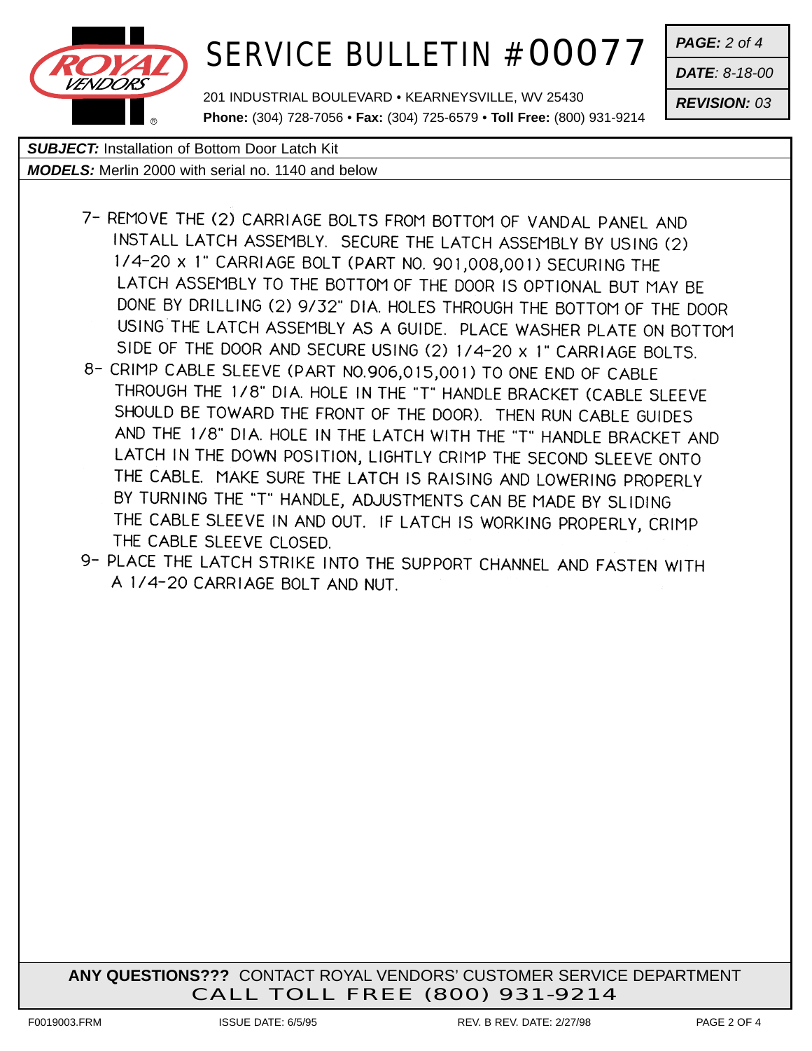# SERVICE BULLETIN #00077

201 INDUSTRIAL BOULEVARD • KEARNEYSVILLE, WV 25430
**Phone:** (304) 728-7056 • **Fax:** (304) 725-6579 • **Toll Free:** (800) 931-9214

***PAGE:*** *2 of 4*
***DATE****: 8-18-00*
***REVISION:*** *03*

***SUBJECT:*** Installation of Bottom Door Latch Kit
***MODELS:*** Merlin 2000 with serial no. 1140 and below

7- REMOVE THE (2) CARRIAGE BOLTS FROM BOTTOM OF VANDAL PANEL AND INSTALL LATCH ASSEMBLY. SECURE THE LATCH ASSEMBLY BY USING (2) 1/4-20 x 1" CARRIAGE BOLT (PART NO. 901,008,001) SECURING THE LATCH ASSEMBLY TO THE BOTTOM OF THE DOOR IS OPTIONAL BUT MAY BE DONE BY DRILLING (2) 9/32" DIA. HOLES THROUGH THE BOTTOM OF THE DOOR USING THE LATCH ASSEMBLY AS A GUIDE. PLACE WASHER PLATE ON BOTTOM SIDE OF THE DOOR AND SECURE USING (2) 1/4-20 x 1" CARRIAGE BOLTS.

8- CRIMP CABLE SLEEVE (PART NO.906,015,001) TO ONE END OF CABLE THROUGH THE 1/8" DIA. HOLE IN THE "T" HANDLE BRACKET (CABLE SLEEVE SHOULD BE TOWARD THE FRONT OF THE DOOR). THEN RUN CABLE GUIDES AND THE 1/8" DIA. HOLE IN THE LATCH WITH THE "T" HANDLE BRACKET AND LATCH IN THE DOWN POSITION, LIGHTLY CRIMP THE SECOND SLEEVE ONTO THE CABLE. MAKE SURE THE LATCH IS RAISING AND LOWERING PROPERLY BY TURNING THE "T" HANDLE, ADJUSTMENTS CAN BE MADE BY SLIDING THE CABLE SLEEVE IN AND OUT. IF LATCH IS WORKING PROPERLY, CRIMP THE CABLE SLEEVE CLOSED.

9- PLACE THE LATCH STRIKE INTO THE SUPPORT CHANNEL AND FASTEN WITH A 1/4-20 CARRIAGE BOLT AND NUT.

**ANY QUESTIONS???** CONTACT ROYAL VENDORS' CUSTOMER SERVICE DEPARTMENT
CALL TOLL FREE (800) 931-9214

F0019003.FRM ISSUE DATE: 6/5/95 REV. B REV. DATE: 2/27/98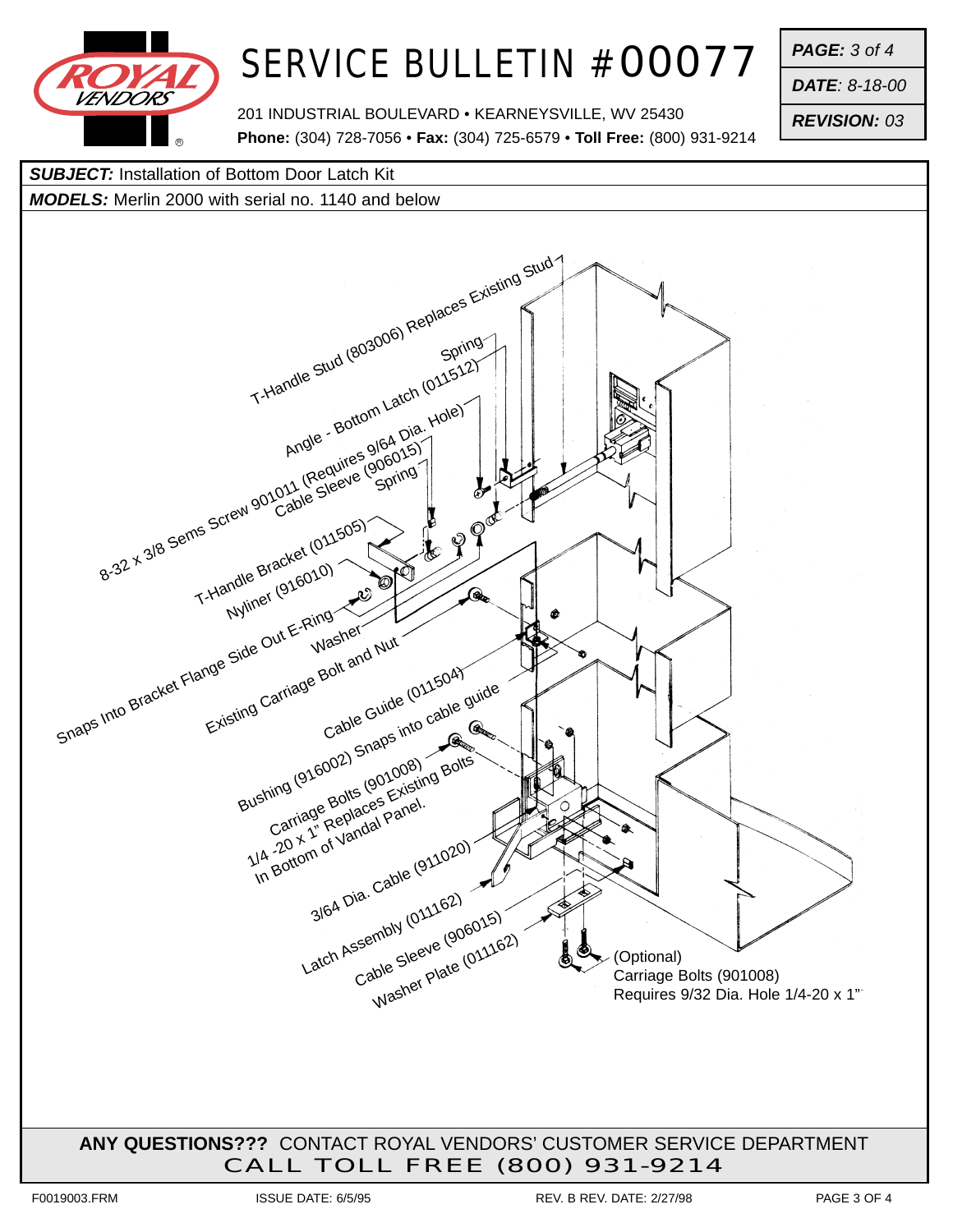# SERVICE BULLETIN #00077

201 INDUSTRIAL BOULEVARD • KEARNEYSVILLE, WV 25430
**Phone:** (304) 728-7056 • **Fax:** (304) 725-6579 • **Toll Free:** (800) 931-9214

***PAGE:*** *3 of 4*
***DATE****: 8-18-00*
***REVISION:*** *03*

***SUBJECT:*** Installation of Bottom Door Latch Kit
***MODELS:*** Merlin 2000 with serial no. 1140 and below

T-Handle Stud (803006) Replaces Existing Stud
Spring
Angle - Bottom Latch (011512)
8-32 x 3/8 Sems Screw 901011 (Requires 9/64 Dia. Hole)
Cable Sleeve (906015)
Spring
T-Handle Bracket (011505)
Nyliner (916010)
Snaps Into Bracket Flange Side Out E-Ring
Washer
Existing Carriage Bolt and Nut
Cable Guide (011504)
Bushing (916002) Snaps into cable guide
Carriage Bolts (901008)
1/4 -20 x 1" Replaces Existing Bolts
In Bottom of Vandal Panel.
3/64 Dia. Cable (911020)
Latch Assembly (011162)
Cable Sleeve (906015)
Washer Plate (011162)
(Optional)
Carriage Bolts (901008)
Requires 9/32 Dia. Hole 1/4-20 x 1"

**ANY QUESTIONS???** CONTACT ROYAL VENDORS' CUSTOMER SERVICE DEPARTMENT
CALL TOLL FREE (800) 931-9214

F0019003.FRM ISSUE DATE: 6/5/95 REV. B REV. DATE: 2/27/98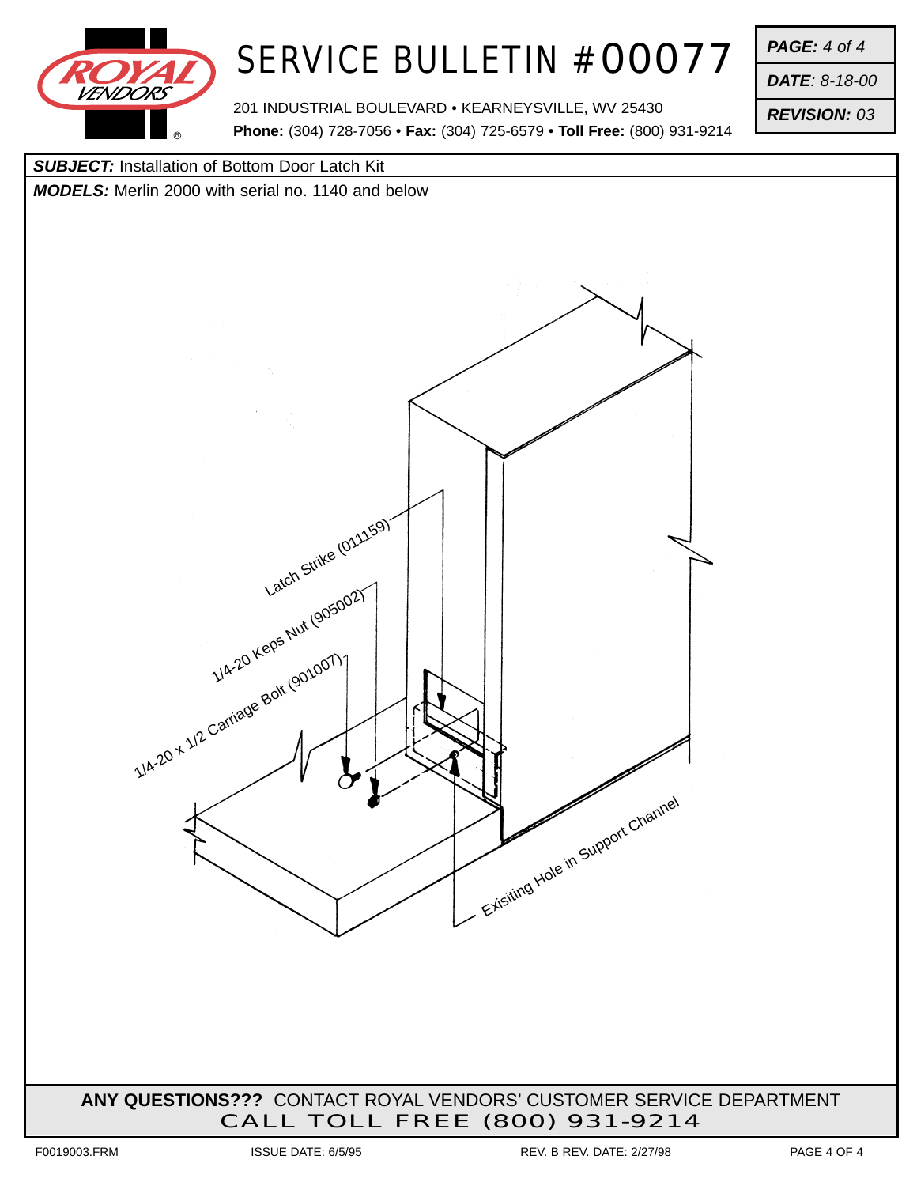# SERVICE BULLETIN #00077

**PAGE:** 4 of 4

**DATE:** 8-18-00

**REVISION:** 03

201 INDUSTRIAL BOULEVARD • KEARNEYSVILLE, WV 25430
**Phone:** (304) 728-7056 • **Fax:** (304) 725-6579 • **Toll Free:** (800) 931-9214

***SUBJECT:*** Installation of Bottom Door Latch Kit

***MODELS:*** Merlin 2000 with serial no. 1140 and below

Latch Strike (011159)

1/4-20 Keps Nut (905002)

1/4-20 x 1/2 Carriage Bolt (901007)

Exisiting Hole in Support Channel

**ANY QUESTIONS???** CONTACT ROYAL VENDORS' CUSTOMER SERVICE DEPARTMENT
CALL TOLL FREE (800) 931-9214

F0019003.FRM ISSUE DATE: 6/5/95 REV. B REV. DATE: 2/27/98